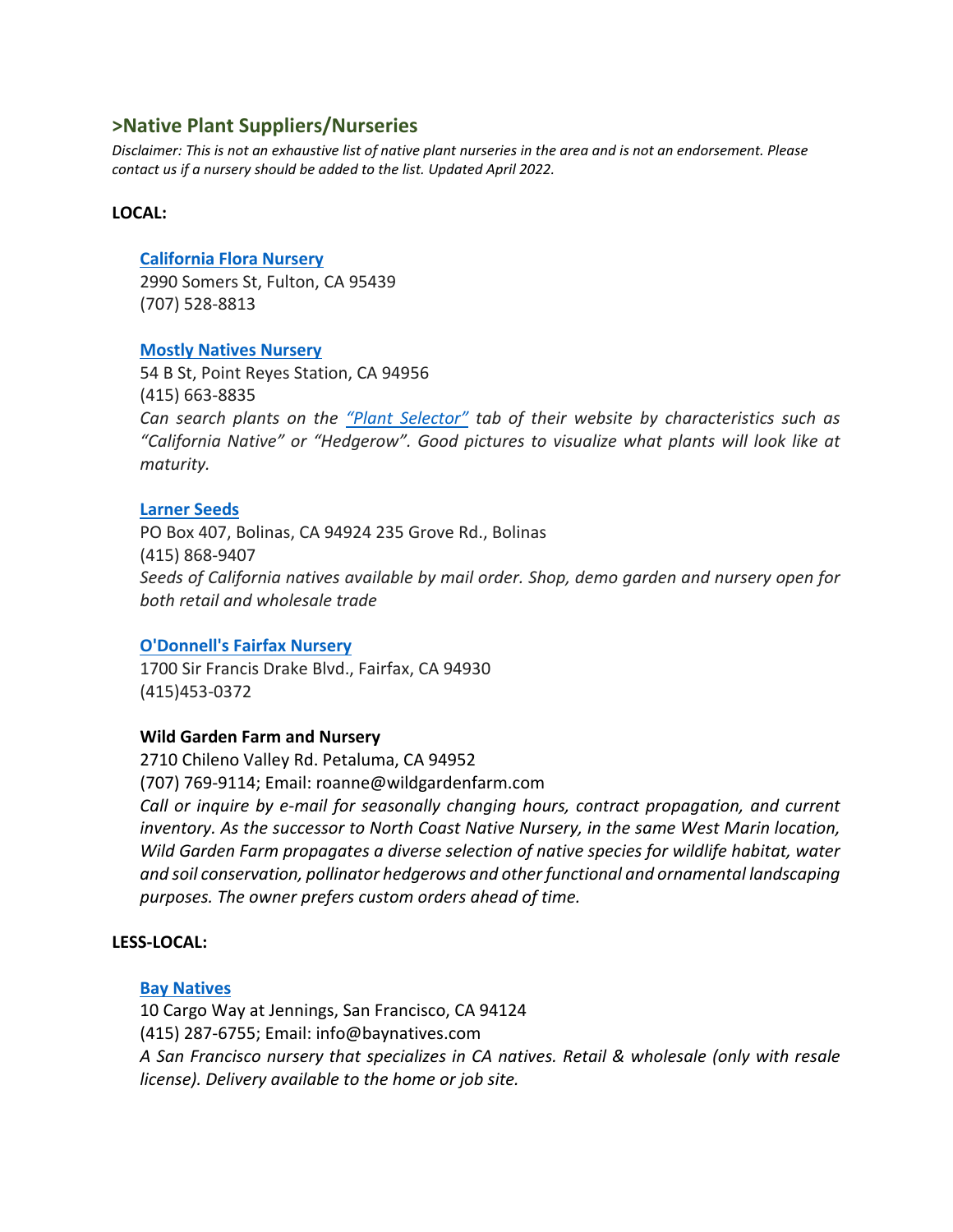## >Native Plant Suppliers/Nurseries

*Disclaimer: This is not an exhaustive list of native plant nurseries in the area and is not an endorsement. Please contact us if a nursery should be added to the list. Updated April 2022.*

**LOCAL:**

**California Flora Nursery**
2990 Somers St, Fulton, CA 95439
(707) 528-8813

**Mostly Natives Nursery**
54 B St, Point Reyes Station, CA 94956
(415) 663-8835
*Can search plants on the "Plant Selector" tab of their website by characteristics such as "California Native" or "Hedgerow". Good pictures to visualize what plants will look like at maturity.*

**Larner Seeds**
PO Box 407, Bolinas, CA 94924 235 Grove Rd., Bolinas
(415) 868-9407
*Seeds of California natives available by mail order. Shop, demo garden and nursery open for both retail and wholesale trade*

**O'Donnell's Fairfax Nursery**
1700 Sir Francis Drake Blvd., Fairfax, CA 94930
(415)453-0372

**Wild Garden Farm and Nursery**
2710 Chileno Valley Rd. Petaluma, CA 94952
(707) 769-9114; Email: roanne@wildgardenfarm.com
*Call or inquire by e-mail for seasonally changing hours, contract propagation, and current inventory. As the successor to North Coast Native Nursery, in the same West Marin location, Wild Garden Farm propagates a diverse selection of native species for wildlife habitat, water and soil conservation, pollinator hedgerows and other functional and ornamental landscaping purposes. The owner prefers custom orders ahead of time.*

**LESS-LOCAL:**

**Bay Natives**
10 Cargo Way at Jennings, San Francisco, CA 94124
(415) 287-6755; Email: info@baynatives.com
*A San Francisco nursery that specializes in CA natives. Retail & wholesale (only with resale license). Delivery available to the home or job site.*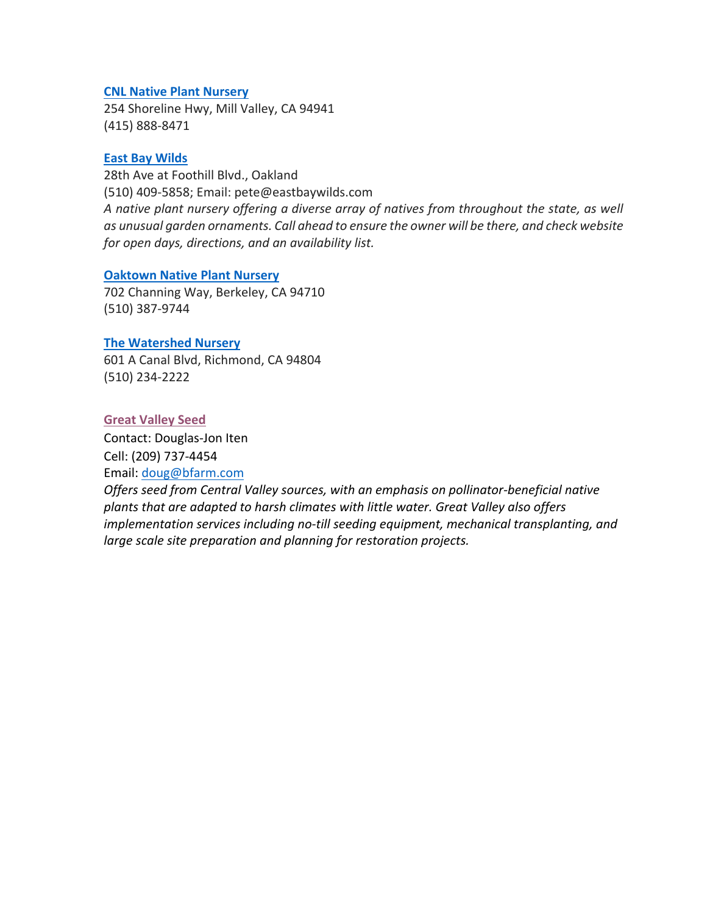**CNL Native Plant Nursery**
254 Shoreline Hwy, Mill Valley, CA 94941
(415) 888-8471

**East Bay Wilds**
28th Ave at Foothill Blvd., Oakland
(510) 409-5858; Email: pete@eastbaywilds.com
*A native plant nursery offering a diverse array of natives from throughout the state, as well as unusual garden ornaments. Call ahead to ensure the owner will be there, and check website for open days, directions, and an availability list.*

**Oaktown Native Plant Nursery**
702 Channing Way, Berkeley, CA 94710
(510) 387-9744

**The Watershed Nursery**
601 A Canal Blvd, Richmond, CA 94804
(510) 234-2222

**Great Valley Seed**
Contact: Douglas-Jon Iten
Cell: (209) 737-4454
Email: doug@bfarm.com
*Offers seed from Central Valley sources, with an emphasis on pollinator-beneficial native plants that are adapted to harsh climates with little water. Great Valley also offers implementation services including no-till seeding equipment, mechanical transplanting, and large scale site preparation and planning for restoration projects.*